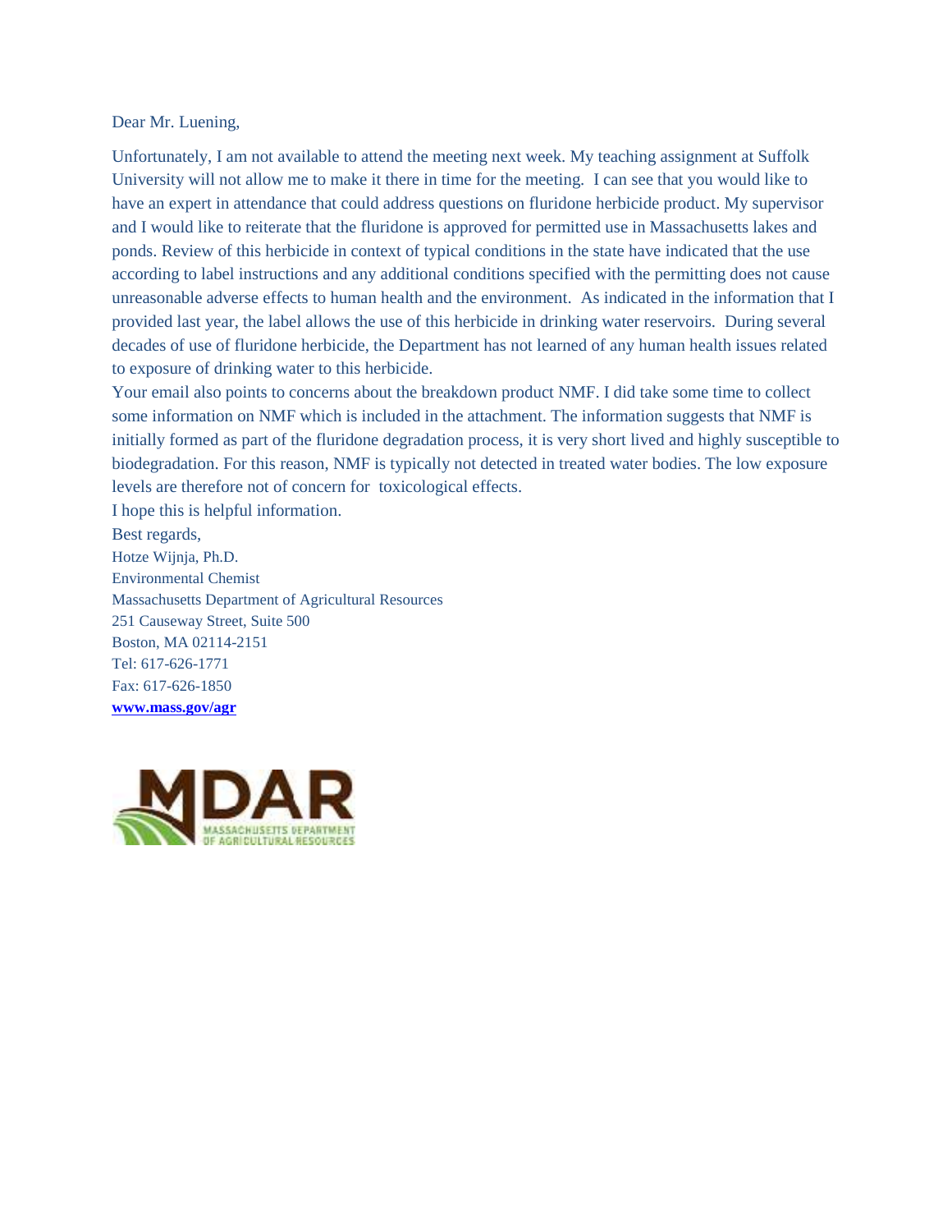Dear Mr. Luening,

Unfortunately, I am not available to attend the meeting next week. My teaching assignment at Suffolk University will not allow me to make it there in time for the meeting. I can see that you would like to have an expert in attendance that could address questions on fluridone herbicide product. My supervisor and I would like to reiterate that the fluridone is approved for permitted use in Massachusetts lakes and ponds. Review of this herbicide in context of typical conditions in the state have indicated that the use according to label instructions and any additional conditions specified with the permitting does not cause unreasonable adverse effects to human health and the environment. As indicated in the information that I provided last year, the label allows the use of this herbicide in drinking water reservoirs. During several decades of use of fluridone herbicide, the Department has not learned of any human health issues related to exposure of drinking water to this herbicide.

Your email also points to concerns about the breakdown product NMF. I did take some time to collect some information on NMF which is included in the attachment. The information suggests that NMF is initially formed as part of the fluridone degradation process, it is very short lived and highly susceptible to biodegradation. For this reason, NMF is typically not detected in treated water bodies. The low exposure levels are therefore not of concern for toxicological effects.

I hope this is helpful information.

Best regards,

Hotze Wijnja, Ph.D.
Environmental Chemist
Massachusetts Department of Agricultural Resources
251 Causeway Street, Suite 500
Boston, MA 02114-2151
Tel: 617-626-1771
Fax: 617-626-1850
**www.mass.gov/agr**

MDAR
MASSACHUSETTS DEPARTMENT OF AGRICULTURAL RESOURCES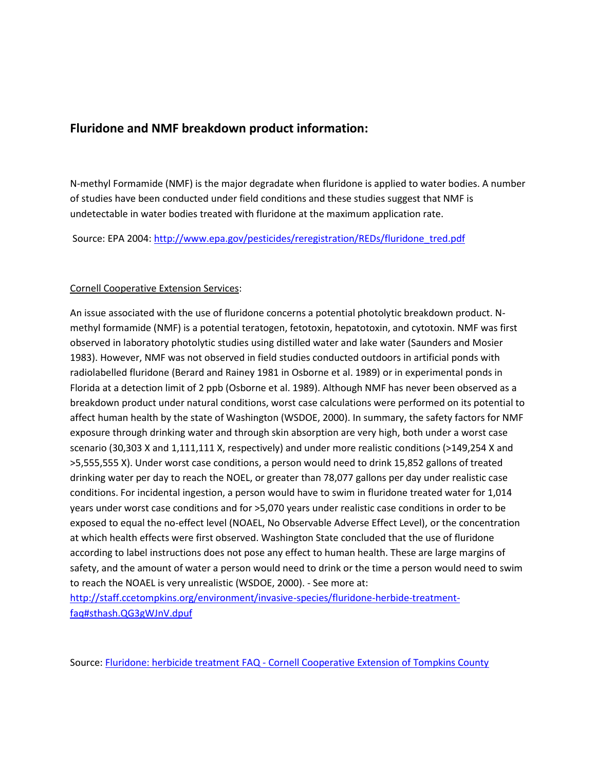## Fluridone and NMF breakdown product information:

N-methyl Formamide (NMF) is the major degradate when fluridone is applied to water bodies. A number of studies have been conducted under field conditions and these studies suggest that NMF is undetectable in water bodies treated with fluridone at the maximum application rate.

Source: EPA 2004: http://www.epa.gov/pesticides/reregistration/REDs/fluridone_tred.pdf

Cornell Cooperative Extension Services:

An issue associated with the use of fluridone concerns a potential photolytic breakdown product. N-methyl formamide (NMF) is a potential teratogen, fetotoxin, hepatotoxin, and cytotoxin. NMF was first observed in laboratory photolytic studies using distilled water and lake water (Saunders and Mosier 1983). However, NMF was not observed in field studies conducted outdoors in artificial ponds with radiolabelled fluridone (Berard and Rainey 1981 in Osborne et al. 1989) or in experimental ponds in Florida at a detection limit of 2 ppb (Osborne et al. 1989). Although NMF has never been observed as a breakdown product under natural conditions, worst case calculations were performed on its potential to affect human health by the state of Washington (WSDOE, 2000). In summary, the safety factors for NMF exposure through drinking water and through skin absorption are very high, both under a worst case scenario (30,303 X and 1,111,111 X, respectively) and under more realistic conditions (>149,254 X and >5,555,555 X). Under worst case conditions, a person would need to drink 15,852 gallons of treated drinking water per day to reach the NOEL, or greater than 78,077 gallons per day under realistic case conditions. For incidental ingestion, a person would have to swim in fluridone treated water for 1,014 years under worst case conditions and for >5,070 years under realistic case conditions in order to be exposed to equal the no-effect level (NOAEL, No Observable Adverse Effect Level), or the concentration at which health effects were first observed. Washington State concluded that the use of fluridone according to label instructions does not pose any effect to human health. These are large margins of safety, and the amount of water a person would need to drink or the time a person would need to swim to reach the NOAEL is very unrealistic (WSDOE, 2000). - See more at: http://staff.ccetompkins.org/environment/invasive-species/fluridone-herbide-treatment-faq#sthash.QG3gWJnV.dpuf

Source: Fluridone: herbicide treatment FAQ - Cornell Cooperative Extension of Tompkins County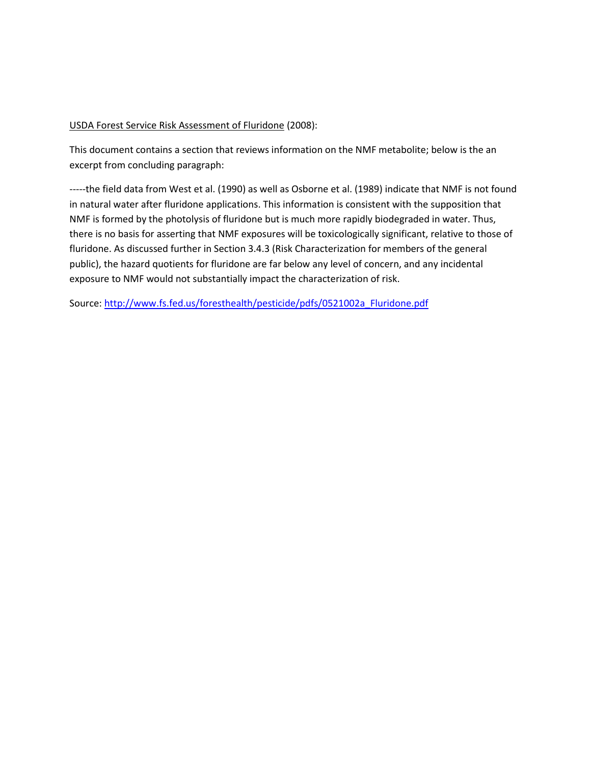USDA Forest Service Risk Assessment of Fluridone (2008):

This document contains a section that reviews information on the NMF metabolite; below is the an excerpt from concluding paragraph:

-----the field data from West et al. (1990) as well as Osborne et al. (1989) indicate that NMF is not found in natural water after fluridone applications. This information is consistent with the supposition that NMF is formed by the photolysis of fluridone but is much more rapidly biodegraded in water. Thus, there is no basis for asserting that NMF exposures will be toxicologically significant, relative to those of fluridone. As discussed further in Section 3.4.3 (Risk Characterization for members of the general public), the hazard quotients for fluridone are far below any level of concern, and any incidental exposure to NMF would not substantially impact the characterization of risk.

Source: http://www.fs.fed.us/foresthealth/pesticide/pdfs/0521002a_Fluridone.pdf